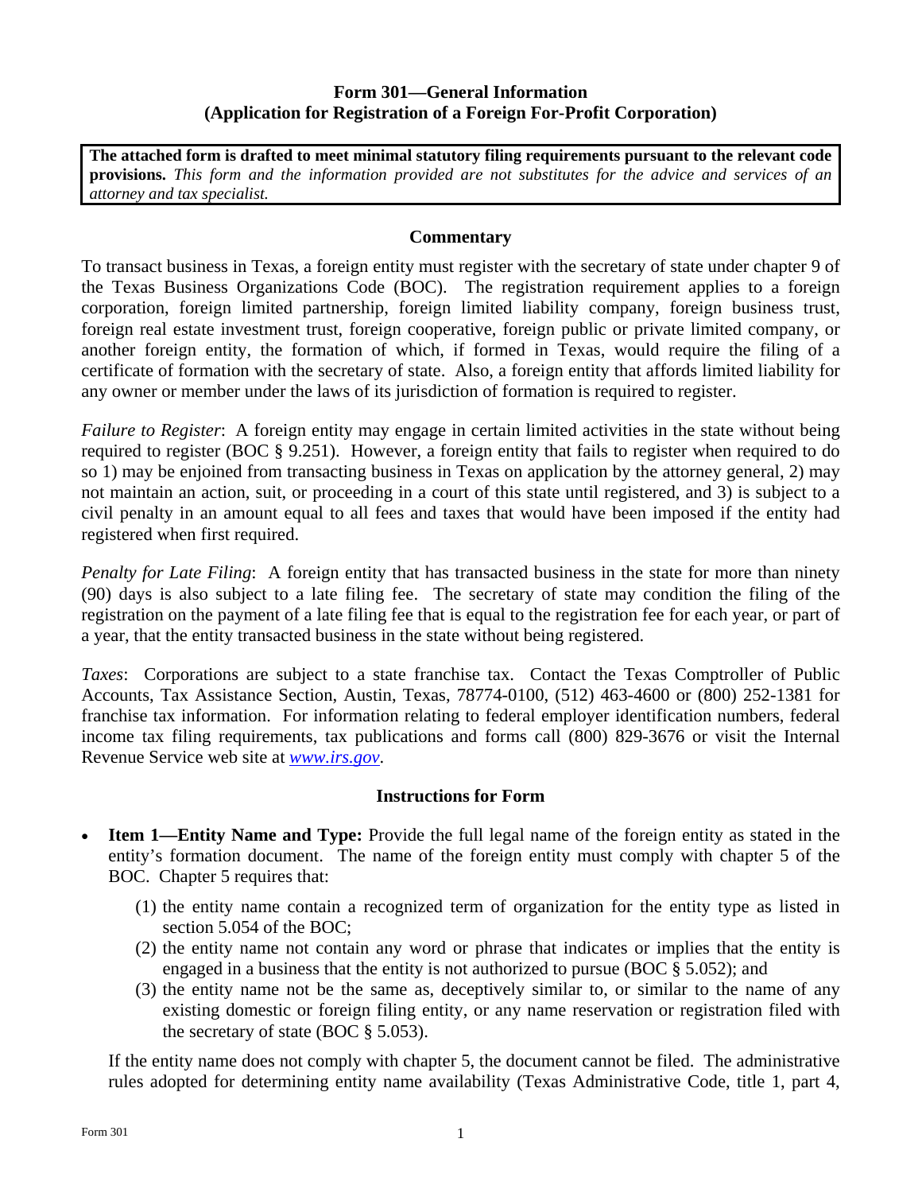# Form 301—General Information
## (Application for Registration of a Foreign For-Profit Corporation)

**The attached form is drafted to meet minimal statutory filing requirements pursuant to the relevant code provisions.** *This form and the information provided are not substitutes for the advice and services of an attorney and tax specialist.*

### Commentary

To transact business in Texas, a foreign entity must register with the secretary of state under chapter 9 of the Texas Business Organizations Code (BOC). The registration requirement applies to a foreign corporation, foreign limited partnership, foreign limited liability company, foreign business trust, foreign real estate investment trust, foreign cooperative, foreign public or private limited company, or another foreign entity, the formation of which, if formed in Texas, would require the filing of a certificate of formation with the secretary of state. Also, a foreign entity that affords limited liability for any owner or member under the laws of its jurisdiction of formation is required to register.

*Failure to Register*: A foreign entity may engage in certain limited activities in the state without being required to register (BOC § 9.251). However, a foreign entity that fails to register when required to do so 1) may be enjoined from transacting business in Texas on application by the attorney general, 2) may not maintain an action, suit, or proceeding in a court of this state until registered, and 3) is subject to a civil penalty in an amount equal to all fees and taxes that would have been imposed if the entity had registered when first required.

*Penalty for Late Filing*: A foreign entity that has transacted business in the state for more than ninety (90) days is also subject to a late filing fee. The secretary of state may condition the filing of the registration on the payment of a late filing fee that is equal to the registration fee for each year, or part of a year, that the entity transacted business in the state without being registered.

*Taxes*: Corporations are subject to a state franchise tax. Contact the Texas Comptroller of Public Accounts, Tax Assistance Section, Austin, Texas, 78774-0100, (512) 463-4600 or (800) 252-1381 for franchise tax information. For information relating to federal employer identification numbers, federal income tax filing requirements, tax publications and forms call (800) 829-3676 or visit the Internal Revenue Service web site at *www.irs.gov*.

### Instructions for Form

- **Item 1—Entity Name and Type:** Provide the full legal name of the foreign entity as stated in the entity's formation document. The name of the foreign entity must comply with chapter 5 of the BOC. Chapter 5 requires that:

  (1) the entity name contain a recognized term of organization for the entity type as listed in section 5.054 of the BOC;
  (2) the entity name not contain any word or phrase that indicates or implies that the entity is engaged in a business that the entity is not authorized to pursue (BOC § 5.052); and
  (3) the entity name not be the same as, deceptively similar to, or similar to the name of any existing domestic or foreign filing entity, or any name reservation or registration filed with the secretary of state (BOC § 5.053).

  If the entity name does not comply with chapter 5, the document cannot be filed. The administrative rules adopted for determining entity name availability (Texas Administrative Code, title 1, part 4,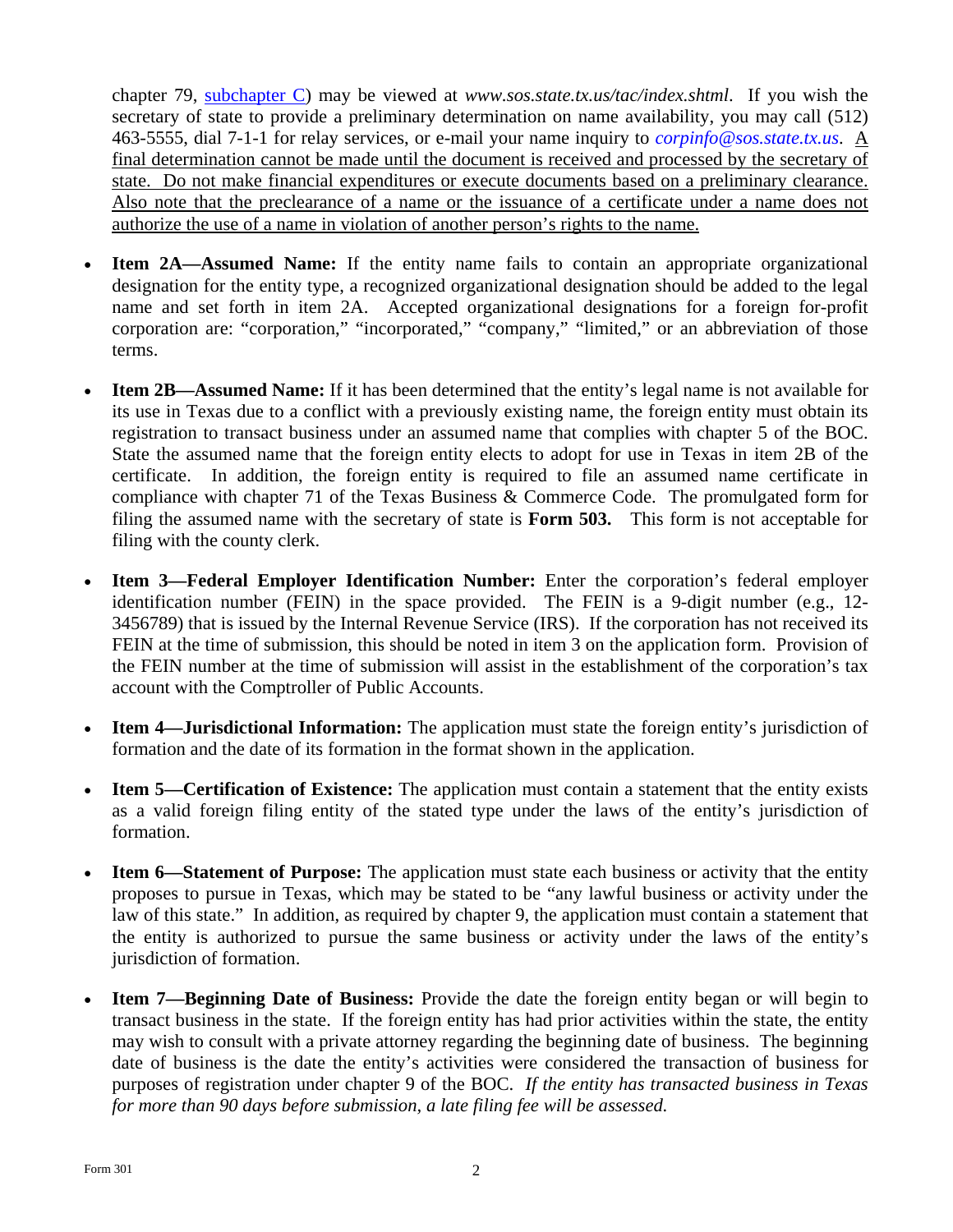chapter 79, [subchapter C](subchapter C)) may be viewed at *www.sos.state.tx.us/tac/index.shtml*. If you wish the secretary of state to provide a preliminary determination on name availability, you may call (512) 463-5555, dial 7-1-1 for relay services, or e-mail your name inquiry to *corpinfo@sos.state.tx.us*. <u>A final determination cannot be made until the document is received and processed by the secretary of state. Do not make financial expenditures or execute documents based on a preliminary clearance. Also note that the preclearance of a name or the issuance of a certificate under a name does not authorize the use of a name in violation of another person's rights to the name.</u>

- **Item 2A—Assumed Name:** If the entity name fails to contain an appropriate organizational designation for the entity type, a recognized organizational designation should be added to the legal name and set forth in item 2A. Accepted organizational designations for a foreign for-profit corporation are: "corporation," "incorporated," "company," "limited," or an abbreviation of those terms.

- **Item 2B—Assumed Name:** If it has been determined that the entity's legal name is not available for its use in Texas due to a conflict with a previously existing name, the foreign entity must obtain its registration to transact business under an assumed name that complies with chapter 5 of the BOC. State the assumed name that the foreign entity elects to adopt for use in Texas in item 2B of the certificate. In addition, the foreign entity is required to file an assumed name certificate in compliance with chapter 71 of the Texas Business & Commerce Code. The promulgated form for filing the assumed name with the secretary of state is **Form 503.** This form is not acceptable for filing with the county clerk.

- **Item 3—Federal Employer Identification Number:** Enter the corporation's federal employer identification number (FEIN) in the space provided. The FEIN is a 9-digit number (e.g., 12-3456789) that is issued by the Internal Revenue Service (IRS). If the corporation has not received its FEIN at the time of submission, this should be noted in item 3 on the application form. Provision of the FEIN number at the time of submission will assist in the establishment of the corporation's tax account with the Comptroller of Public Accounts.

- **Item 4—Jurisdictional Information:** The application must state the foreign entity's jurisdiction of formation and the date of its formation in the format shown in the application.

- **Item 5—Certification of Existence:** The application must contain a statement that the entity exists as a valid foreign filing entity of the stated type under the laws of the entity's jurisdiction of formation.

- **Item 6—Statement of Purpose:** The application must state each business or activity that the entity proposes to pursue in Texas, which may be stated to be "any lawful business or activity under the law of this state." In addition, as required by chapter 9, the application must contain a statement that the entity is authorized to pursue the same business or activity under the laws of the entity's jurisdiction of formation.

- **Item 7—Beginning Date of Business:** Provide the date the foreign entity began or will begin to transact business in the state. If the foreign entity has had prior activities within the state, the entity may wish to consult with a private attorney regarding the beginning date of business. The beginning date of business is the date the entity's activities were considered the transaction of business for purposes of registration under chapter 9 of the BOC. *If the entity has transacted business in Texas for more than 90 days before submission, a late filing fee will be assessed.*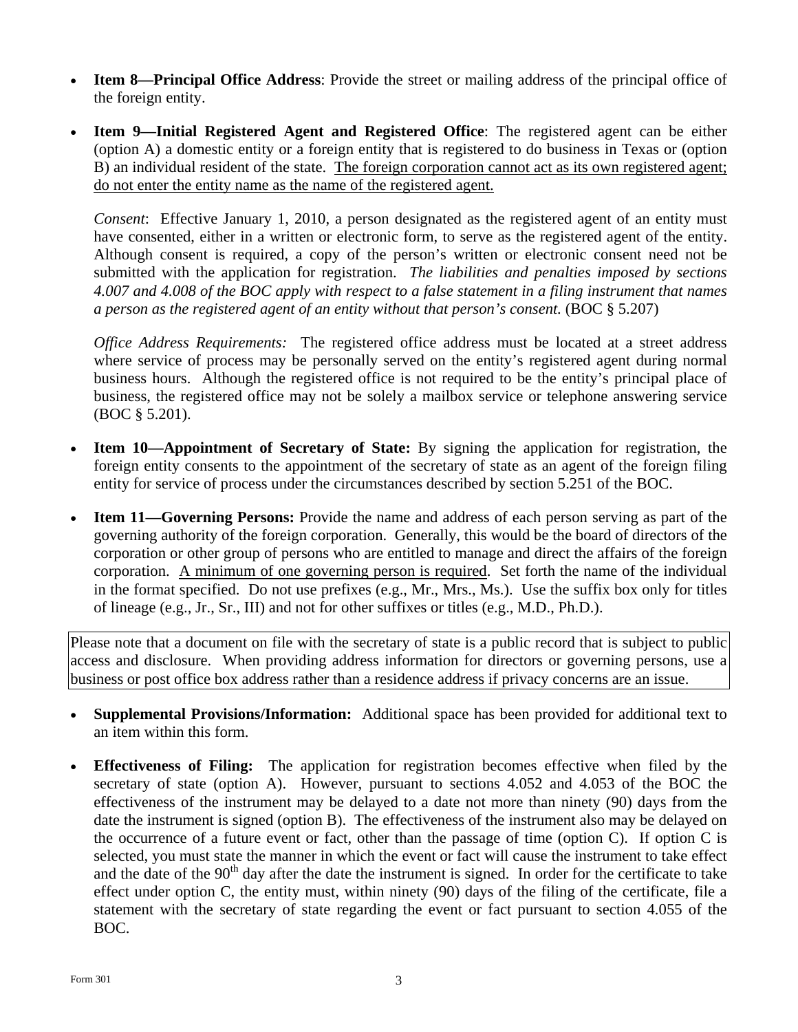- **Item 8—Principal Office Address**: Provide the street or mailing address of the principal office of the foreign entity.

- **Item 9—Initial Registered Agent and Registered Office**: The registered agent can be either (option A) a domestic entity or a foreign entity that is registered to do business in Texas or (option B) an individual resident of the state. <u>The foreign corporation cannot act as its own registered agent; do not enter the entity name as the name of the registered agent.</u>

  *Consent*: Effective January 1, 2010, a person designated as the registered agent of an entity must have consented, either in a written or electronic form, to serve as the registered agent of the entity. Although consent is required, a copy of the person's written or electronic consent need not be submitted with the application for registration. *The liabilities and penalties imposed by sections 4.007 and 4.008 of the BOC apply with respect to a false statement in a filing instrument that names a person as the registered agent of an entity without that person's consent.* (BOC § 5.207)

  *Office Address Requirements:* The registered office address must be located at a street address where service of process may be personally served on the entity's registered agent during normal business hours. Although the registered office is not required to be the entity's principal place of business, the registered office may not be solely a mailbox service or telephone answering service (BOC § 5.201).

- **Item 10—Appointment of Secretary of State:** By signing the application for registration, the foreign entity consents to the appointment of the secretary of state as an agent of the foreign filing entity for service of process under the circumstances described by section 5.251 of the BOC.

- **Item 11—Governing Persons:** Provide the name and address of each person serving as part of the governing authority of the foreign corporation. Generally, this would be the board of directors of the corporation or other group of persons who are entitled to manage and direct the affairs of the foreign corporation. <u>A minimum of one governing person is required</u>. Set forth the name of the individual in the format specified. Do not use prefixes (e.g., Mr., Mrs., Ms.). Use the suffix box only for titles of lineage (e.g., Jr., Sr., III) and not for other suffixes or titles (e.g., M.D., Ph.D.).

> Please note that a document on file with the secretary of state is a public record that is subject to public access and disclosure. When providing address information for directors or governing persons, use a business or post office box address rather than a residence address if privacy concerns are an issue.

- **Supplemental Provisions/Information:** Additional space has been provided for additional text to an item within this form.

- **Effectiveness of Filing:** The application for registration becomes effective when filed by the secretary of state (option A). However, pursuant to sections 4.052 and 4.053 of the BOC the effectiveness of the instrument may be delayed to a date not more than ninety (90) days from the date the instrument is signed (option B). The effectiveness of the instrument also may be delayed on the occurrence of a future event or fact, other than the passage of time (option C). If option C is selected, you must state the manner in which the event or fact will cause the instrument to take effect and the date of the 90th day after the date the instrument is signed. In order for the certificate to take effect under option C, the entity must, within ninety (90) days of the filing of the certificate, file a statement with the secretary of state regarding the event or fact pursuant to section 4.055 of the BOC.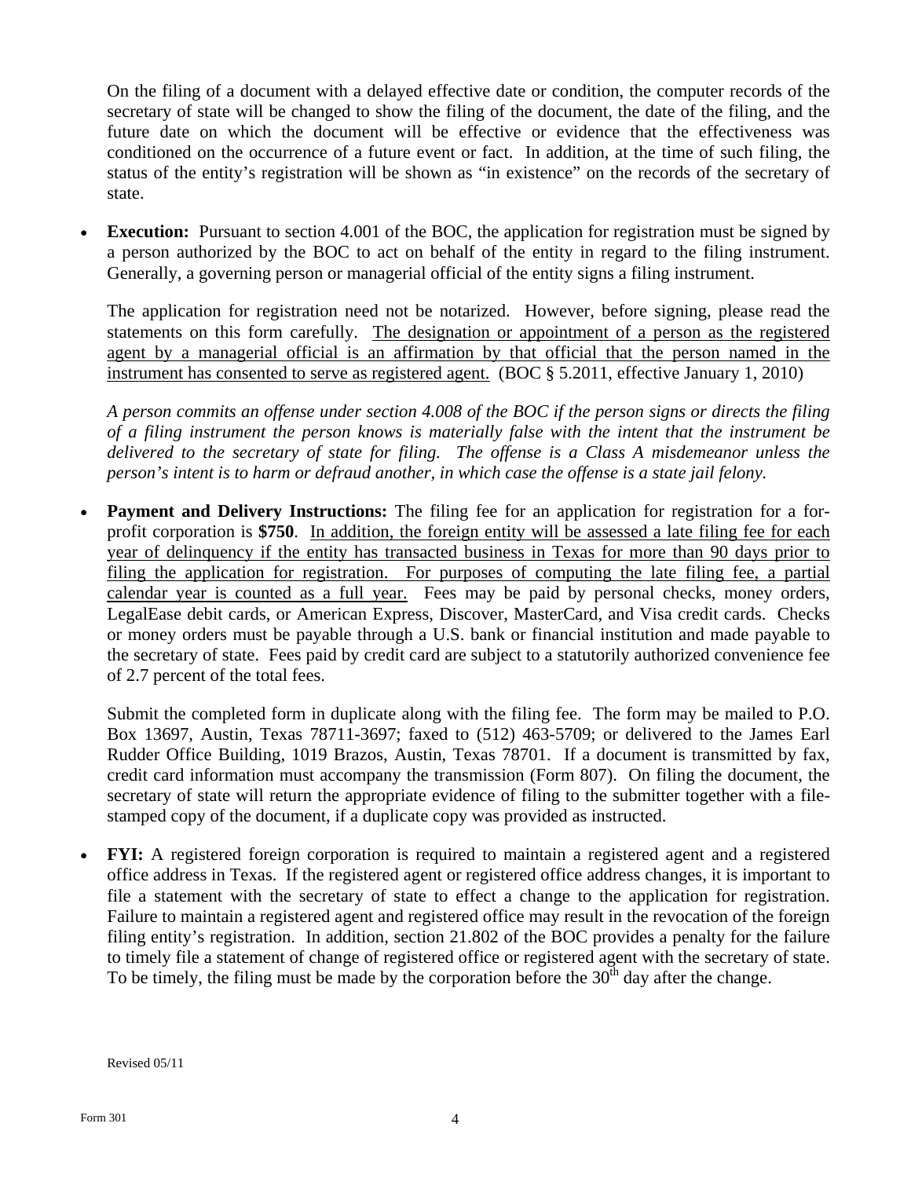On the filing of a document with a delayed effective date or condition, the computer records of the secretary of state will be changed to show the filing of the document, the date of the filing, and the future date on which the document will be effective or evidence that the effectiveness was conditioned on the occurrence of a future event or fact. In addition, at the time of such filing, the status of the entity's registration will be shown as "in existence" on the records of the secretary of state.

- **Execution:** Pursuant to section 4.001 of the BOC, the application for registration must be signed by a person authorized by the BOC to act on behalf of the entity in regard to the filing instrument. Generally, a governing person or managerial official of the entity signs a filing instrument.

  The application for registration need not be notarized. However, before signing, please read the statements on this form carefully. <u>The designation or appointment of a person as the registered agent by a managerial official is an affirmation by that official that the person named in the instrument has consented to serve as registered agent.</u> (BOC § 5.2011, effective January 1, 2010)

  *A person commits an offense under section 4.008 of the BOC if the person signs or directs the filing of a filing instrument the person knows is materially false with the intent that the instrument be delivered to the secretary of state for filing. The offense is a Class A misdemeanor unless the person's intent is to harm or defraud another, in which case the offense is a state jail felony.*

- **Payment and Delivery Instructions:** The filing fee for an application for registration for a for-profit corporation is **$750**. <u>In addition, the foreign entity will be assessed a late filing fee for each year of delinquency if the entity has transacted business in Texas for more than 90 days prior to filing the application for registration. For purposes of computing the late filing fee, a partial calendar year is counted as a full year.</u> Fees may be paid by personal checks, money orders, LegalEase debit cards, or American Express, Discover, MasterCard, and Visa credit cards. Checks or money orders must be payable through a U.S. bank or financial institution and made payable to the secretary of state. Fees paid by credit card are subject to a statutorily authorized convenience fee of 2.7 percent of the total fees.

  Submit the completed form in duplicate along with the filing fee. The form may be mailed to P.O. Box 13697, Austin, Texas 78711-3697; faxed to (512) 463-5709; or delivered to the James Earl Rudder Office Building, 1019 Brazos, Austin, Texas 78701. If a document is transmitted by fax, credit card information must accompany the transmission (Form 807). On filing the document, the secretary of state will return the appropriate evidence of filing to the submitter together with a file-stamped copy of the document, if a duplicate copy was provided as instructed.

- **FYI:** A registered foreign corporation is required to maintain a registered agent and a registered office address in Texas. If the registered agent or registered office address changes, it is important to file a statement with the secretary of state to effect a change to the application for registration. Failure to maintain a registered agent and registered office may result in the revocation of the foreign filing entity's registration. In addition, section 21.802 of the BOC provides a penalty for the failure to timely file a statement of change of registered office or registered agent with the secretary of state. To be timely, the filing must be made by the corporation before the 30th day after the change.

Revised 05/11

Form 301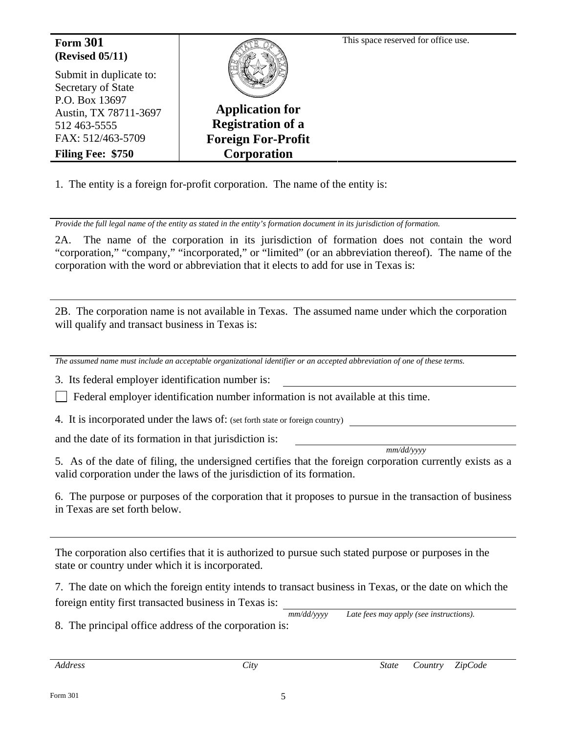**Form 301**
**(Revised 05/11)**

Submit in duplicate to:
Secretary of State
P.O. Box 13697
Austin, TX 78711-3697
512 463-5555
FAX: 512/463-5709

**Filing Fee: $750**

# Application for Registration of a Foreign For-Profit Corporation

This space reserved for office use.

1. The entity is a foreign for-profit corporation. The name of the entity is:

_______________________________________________

*Provide the full legal name of the entity as stated in the entity's formation document in its jurisdiction of formation.*

2A. The name of the corporation in its jurisdiction of formation does not contain the word "corporation," "company," "incorporated," or "limited" (or an abbreviation thereof). The name of the corporation with the word or abbreviation that it elects to add for use in Texas is:

_______________________________________________

2B. The corporation name is not available in Texas. The assumed name under which the corporation will qualify and transact business in Texas is:

_______________________________________________

*The assumed name must include an acceptable organizational identifier or an accepted abbreviation of one of these terms.*

3. Its federal employer identification number is: _______________________

☐ Federal employer identification number information is not available at this time.

4. It is incorporated under the laws of: (set forth state or foreign country) _______________________

and the date of its formation in that jurisdiction is: _______________________
*mm/dd/yyyy*

5. As of the date of filing, the undersigned certifies that the foreign corporation currently exists as a valid corporation under the laws of the jurisdiction of its formation.

6. The purpose or purposes of the corporation that it proposes to pursue in the transaction of business in Texas are set forth below.

_______________________________________________

The corporation also certifies that it is authorized to pursue such stated purpose or purposes in the state or country under which it is incorporated.

7. The date on which the foreign entity intends to transact business in Texas, or the date on which the foreign entity first transacted business in Texas is: _______________________
*mm/dd/yyyy* *Late fees may apply (see instructions).*

8. The principal office address of the corporation is:

_______________________________________________
*Address* *City* *State* *Country* *ZipCode*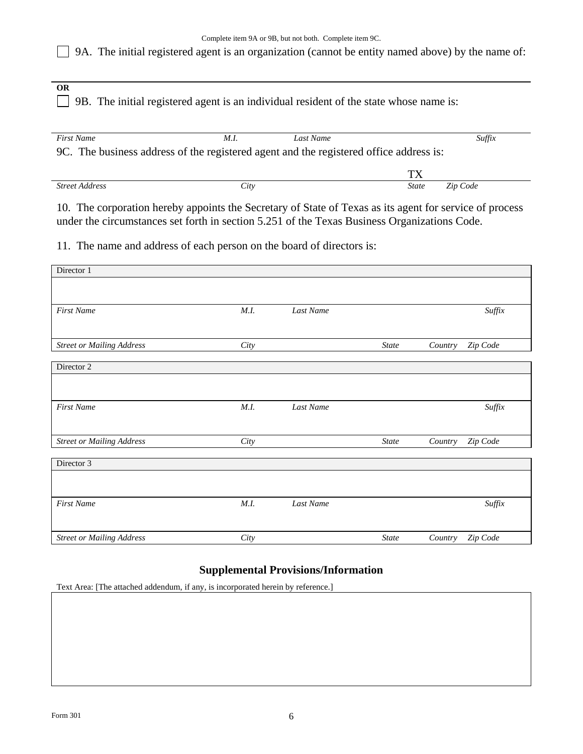Complete item 9A or 9B, but not both. Complete item 9C.

☐ 9A. The initial registered agent is an organization (cannot be entity named above) by the name of:

**OR**

☐ 9B. The initial registered agent is an individual resident of the state whose name is:

| *First Name* | *M.I.* | *Last Name* | *Suffix* |
|---|---|---|---|

9C. The business address of the registered agent and the registered office address is:

| *Street Address* | *City* | *State* | *Zip Code* |
|---|---|---|---|
| | | TX | |

10. The corporation hereby appoints the Secretary of State of Texas as its agent for service of process under the circumstances set forth in section 5.251 of the Texas Business Organizations Code.

11. The name and address of each person on the board of directors is:

| Director 1 | | | | | |
|---|---|---|---|---|---|
| *First Name* | *M.I.* | *Last Name* | | | *Suffix* |
| *Street or Mailing Address* | *City* | | *State* | *Country* | *Zip Code* |

| Director 2 | | | | | |
|---|---|---|---|---|---|
| *First Name* | *M.I.* | *Last Name* | | | *Suffix* |
| *Street or Mailing Address* | *City* | | *State* | *Country* | *Zip Code* |

| Director 3 | | | | | |
|---|---|---|---|---|---|
| *First Name* | *M.I.* | *Last Name* | | | *Suffix* |
| *Street or Mailing Address* | *City* | | *State* | *Country* | *Zip Code* |

## Supplemental Provisions/Information

Text Area: [The attached addendum, if any, is incorporated herein by reference.]

Form 301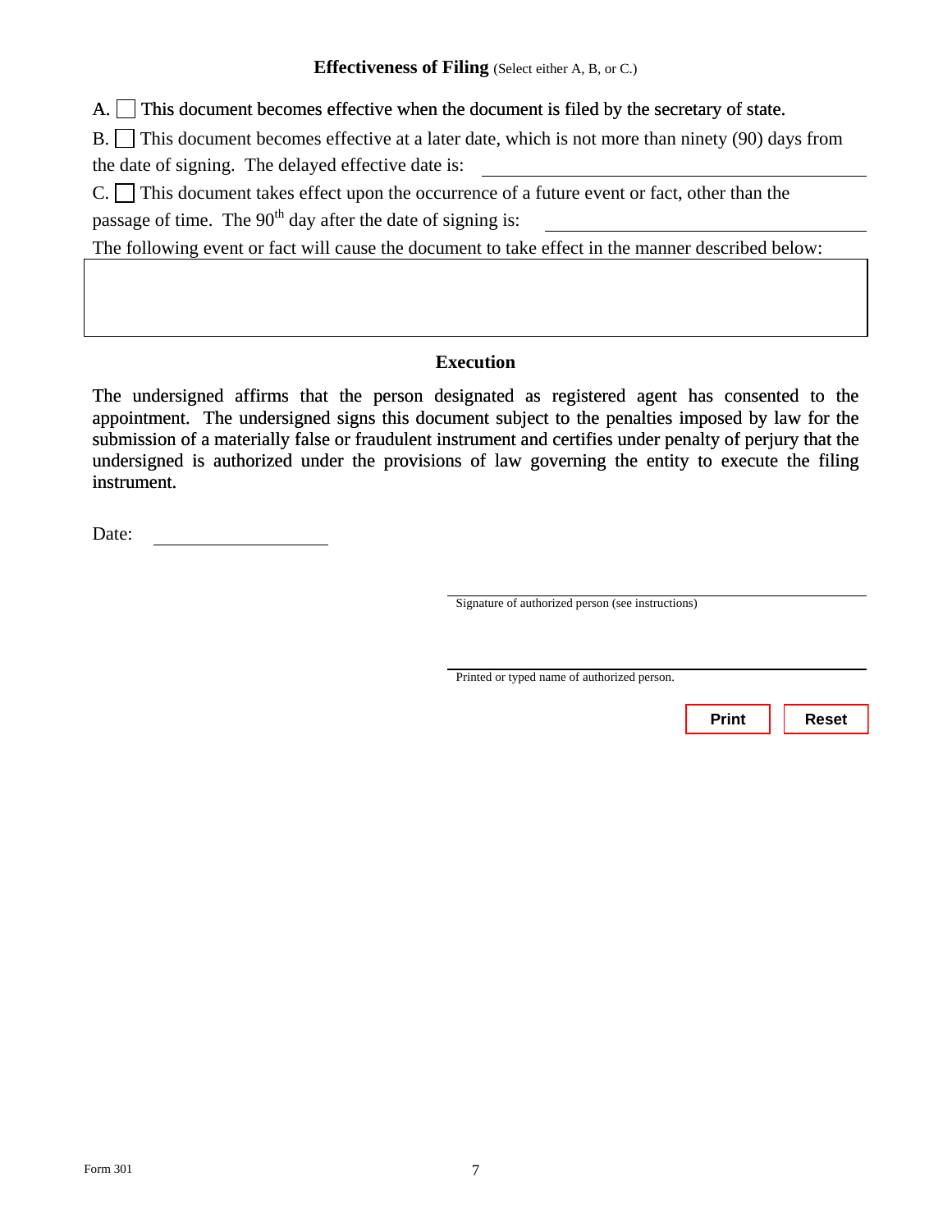### Effectiveness of Filing (Select either A, B, or C.)

A. ☐ This document becomes effective when the document is filed by the secretary of state.

B. ☐ This document becomes effective at a later date, which is not more than ninety (90) days from the date of signing. The delayed effective date is: ______________________________

C. ☐ This document takes effect upon the occurrence of a future event or fact, other than the passage of time. The 90th day after the date of signing is: ______________________________

The following event or fact will cause the document to take effect in the manner described below:

| |
|---|
| |

### Execution

The undersigned affirms that the person designated as registered agent has consented to the appointment. The undersigned signs this document subject to the penalties imposed by law for the submission of a materially false or fraudulent instrument and certifies under penalty of perjury that the undersigned is authorized under the provisions of law governing the entity to execute the filing instrument.

Date: ____________________

______________________________
Signature of authorized person (see instructions)

______________________________
Printed or typed name of authorized person.

Print Reset

Form 301